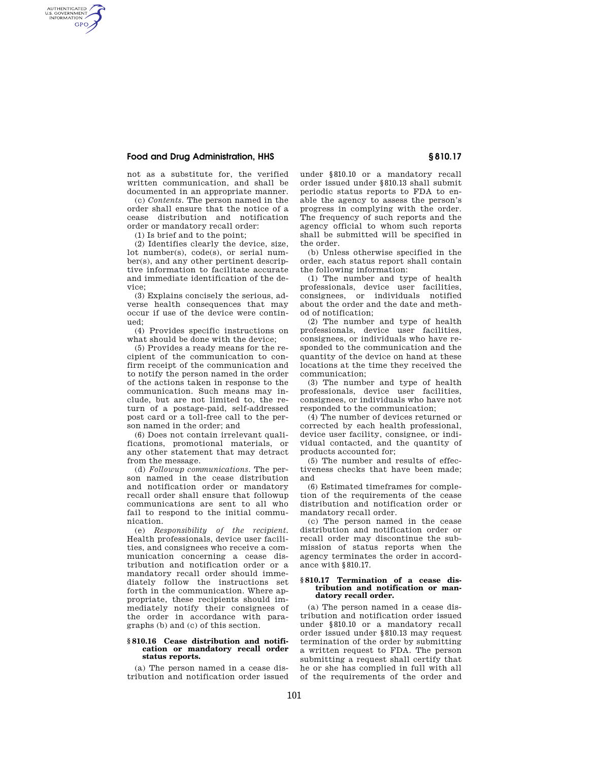not as a substitute for, the verified written communication, and shall be documented in an appropriate manner.

(c) *Contents.* The person named in the order shall ensure that the notice of a cease distribution and notification order or mandatory recall order:

(1) Is brief and to the point;

(2) Identifies clearly the device, size, lot number(s), code(s), or serial number(s), and any other pertinent descriptive information to facilitate accurate and immediate identification of the device;

(3) Explains concisely the serious, adverse health consequences that may occur if use of the device were continued;

(4) Provides specific instructions on what should be done with the device;

(5) Provides a ready means for the recipient of the communication to confirm receipt of the communication and to notify the person named in the order of the actions taken in response to the communication. Such means may include, but are not limited to, the return of a postage-paid, self-addressed post card or a toll-free call to the person named in the order; and

(6) Does not contain irrelevant qualifications, promotional materials, or any other statement that may detract from the message.

(d) *Followup communications.* The person named in the cease distribution and notification order or mandatory recall order shall ensure that followup communications are sent to all who fail to respond to the initial communication.

(e) *Responsibility of the recipient.* Health professionals, device user facilities, and consignees who receive a communication concerning a cease distribution and notification order or a mandatory recall order should immediately follow the instructions set forth in the communication. Where appropriate, these recipients should immediately notify their consignees of the order in accordance with paragraphs (b) and (c) of this section.

### § 810.16 Cease distribution and notification or mandatory recall order status reports.

(a) The person named in a cease distribution and notification order issued under §810.10 or a mandatory recall order issued under §810.13 shall submit periodic status reports to FDA to enable the agency to assess the person's progress in complying with the order. The frequency of such reports and the agency official to whom such reports shall be submitted will be specified in the order.

(b) Unless otherwise specified in the order, each status report shall contain the following information:

(1) The number and type of health professionals, device user facilities, consignees, or individuals notified about the order and the date and method of notification;

(2) The number and type of health professionals, device user facilities, consignees, or individuals who have responded to the communication and the quantity of the device on hand at these locations at the time they received the communication;

(3) The number and type of health professionals, device user facilities, consignees, or individuals who have not responded to the communication;

(4) The number of devices returned or corrected by each health professional, device user facility, consignee, or individual contacted, and the quantity of products accounted for;

(5) The number and results of effectiveness checks that have been made; and

(6) Estimated timeframes for completion of the requirements of the cease distribution and notification order or mandatory recall order.

(c) The person named in the cease distribution and notification order or recall order may discontinue the submission of status reports when the agency terminates the order in accordance with §810.17.

### § 810.17 Termination of a cease distribution and notification or mandatory recall order.

(a) The person named in a cease distribution and notification order issued under §810.10 or a mandatory recall order issued under §810.13 may request termination of the order by submitting a written request to FDA. The person submitting a request shall certify that he or she has complied in full with all of the requirements of the order and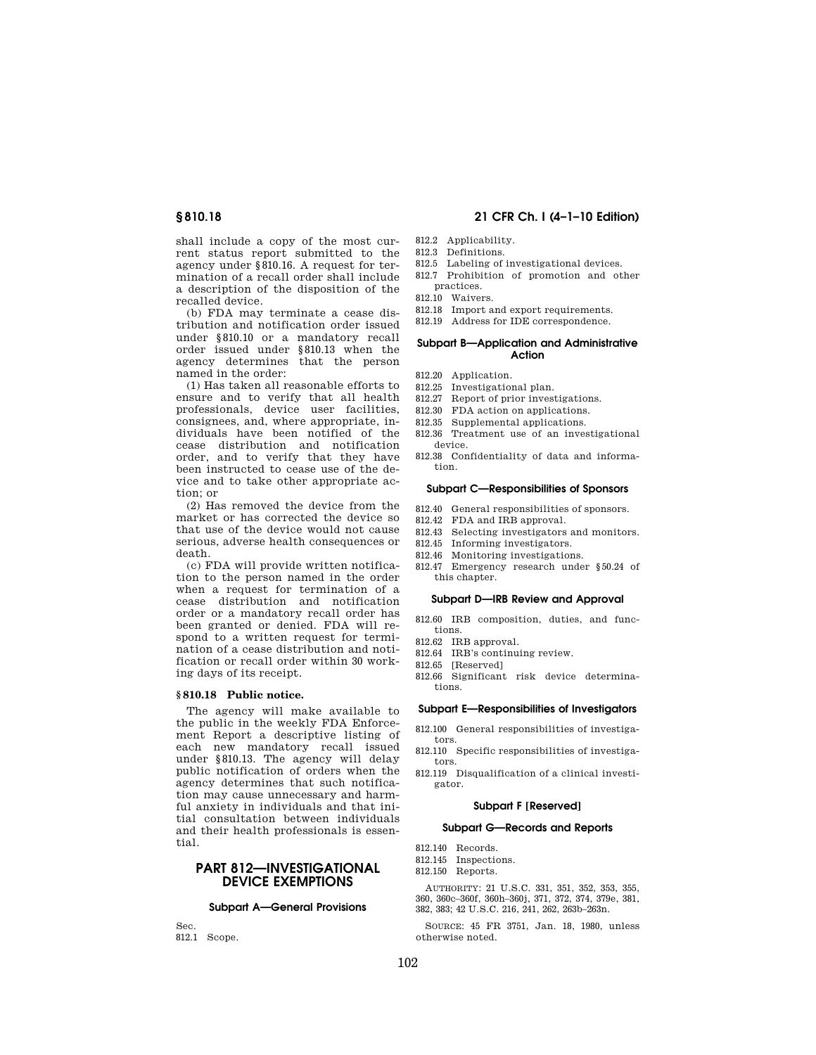shall include a copy of the most current status report submitted to the agency under §810.16. A request for termination of a recall order shall include a description of the disposition of the recalled device.

(b) FDA may terminate a cease distribution and notification order issued under §810.10 or a mandatory recall order issued under §810.13 when the agency determines that the person named in the order:

(1) Has taken all reasonable efforts to ensure and to verify that all health professionals, device user facilities, consignees, and, where appropriate, individuals have been notified of the cease distribution and notification order, and to verify that they have been instructed to cease use of the device and to take other appropriate action; or

(2) Has removed the device from the market or has corrected the device so that use of the device would not cause serious, adverse health consequences or death.

(c) FDA will provide written notification to the person named in the order when a request for termination of a cease distribution and notification order or a mandatory recall order has been granted or denied. FDA will respond to a written request for termination of a cease distribution and notification or recall order within 30 working days of its receipt.

### § 810.18 Public notice.

The agency will make available to the public in the weekly FDA Enforcement Report a descriptive listing of each new mandatory recall issued under §810.13. The agency will delay public notification of orders when the agency determines that such notification may cause unnecessary and harmful anxiety in individuals and that initial consultation between individuals and their health professionals is essential.

## PART 812—INVESTIGATIONAL DEVICE EXEMPTIONS

### Subpart A—General Provisions

Sec.
812.1 Scope.
812.2 Applicability.
812.3 Definitions.
812.5 Labeling of investigational devices.
812.7 Prohibition of promotion and other practices.
812.10 Waivers.
812.18 Import and export requirements.
812.19 Address for IDE correspondence.

### Subpart B—Application and Administrative Action

812.20 Application.
812.25 Investigational plan.
812.27 Report of prior investigations.
812.30 FDA action on applications.
812.35 Supplemental applications.
812.36 Treatment use of an investigational device.
812.38 Confidentiality of data and information.

### Subpart C—Responsibilities of Sponsors

812.40 General responsibilities of sponsors.
812.42 FDA and IRB approval.
812.43 Selecting investigators and monitors.
812.45 Informing investigators.
812.46 Monitoring investigations.
812.47 Emergency research under §50.24 of this chapter.

### Subpart D—IRB Review and Approval

812.60 IRB composition, duties, and functions.
812.62 IRB approval.
812.64 IRB's continuing review.
812.65 [Reserved]
812.66 Significant risk device determinations.

### Subpart E—Responsibilities of Investigators

812.100 General responsibilities of investigators.
812.110 Specific responsibilities of investigators.
812.119 Disqualification of a clinical investigator.

### Subpart F [Reserved]

### Subpart G—Records and Reports

812.140 Records.
812.145 Inspections.
812.150 Reports.

AUTHORITY: 21 U.S.C. 331, 351, 352, 353, 355, 360, 360c–360f, 360h–360j, 371, 372, 374, 379e, 381, 382, 383; 42 U.S.C. 216, 241, 262, 263b–263n.

SOURCE: 45 FR 3751, Jan. 18, 1980, unless otherwise noted.